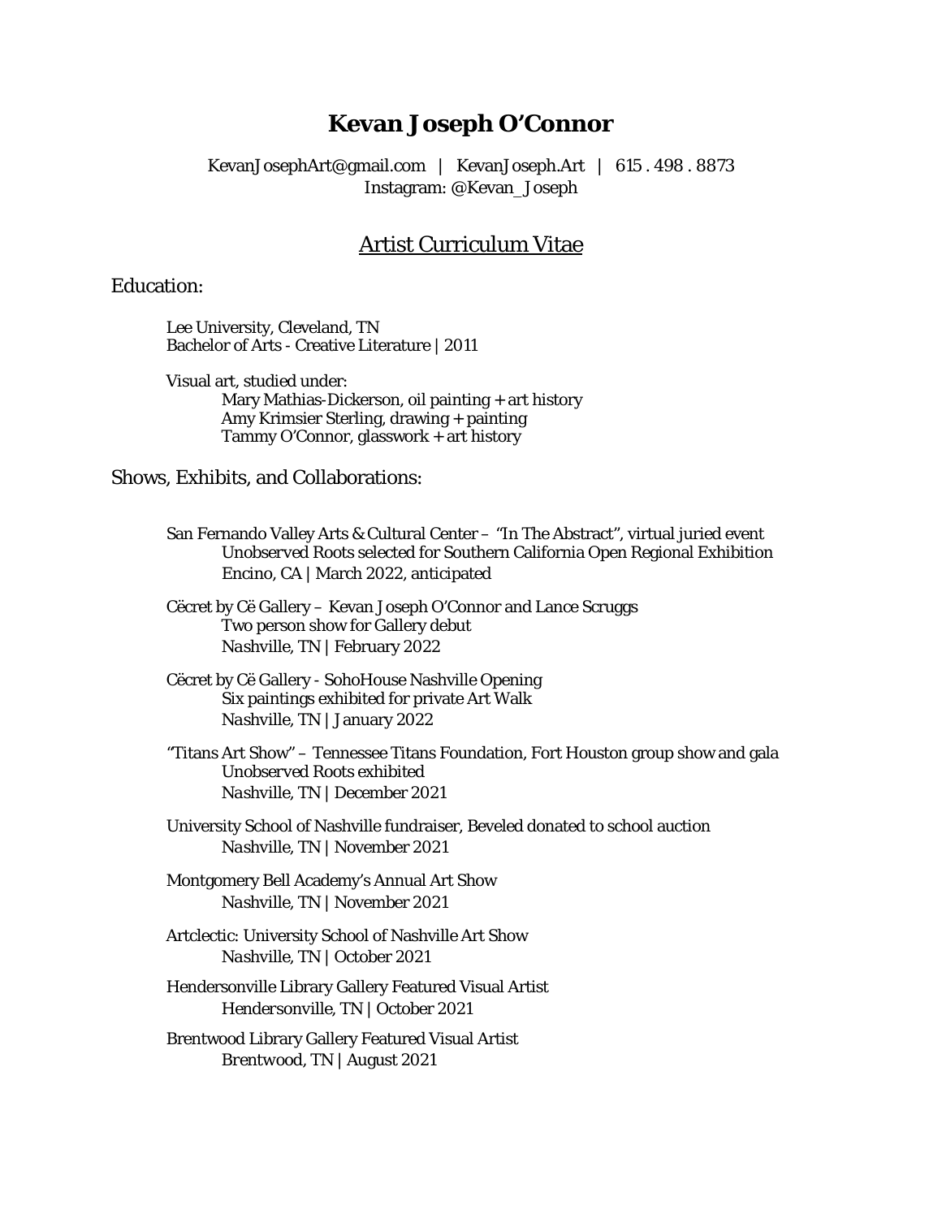# Kevan Joseph O'Connor

KevanJosephArt@gmail.com | KevanJoseph.Art | 615 . 498 . 8873
Instagram: @Kevan_Joseph

## Artist Curriculum Vitae

### Education:

Lee University, Cleveland, TN
Bachelor of Arts - Creative Literature | 2011

Visual art, studied under:
- Mary Mathias-Dickerson, oil painting + art history
- Amy Krimsier Sterling, drawing + painting
- Tammy O'Connor, glasswork + art history

### Shows, Exhibits, and Collaborations:

San Fernando Valley Arts & Cultural Center – "In The Abstract", virtual juried event
- Unobserved Roots selected for Southern California Open Regional Exhibition
- Encino, CA | March 2022, anticipated

Cëcret by Cë Gallery – Kevan Joseph O'Connor and Lance Scruggs
- Two person show for Gallery debut
- Nashville, TN | February 2022

Cëcret by Cë Gallery - SohoHouse Nashville Opening
- Six paintings exhibited for private Art Walk
- Nashville, TN | January 2022

"Titans Art Show" – Tennessee Titans Foundation, Fort Houston group show and gala
- Unobserved Roots exhibited
- Nashville, TN | December 2021

University School of Nashville fundraiser, Beveled donated to school auction
- Nashville, TN | November 2021

Montgomery Bell Academy's Annual Art Show
- Nashville, TN | November 2021

Artclectic: University School of Nashville Art Show
- Nashville, TN | October 2021

Hendersonville Library Gallery Featured Visual Artist
- Hendersonville, TN | October 2021

Brentwood Library Gallery Featured Visual Artist
- Brentwood, TN | August 2021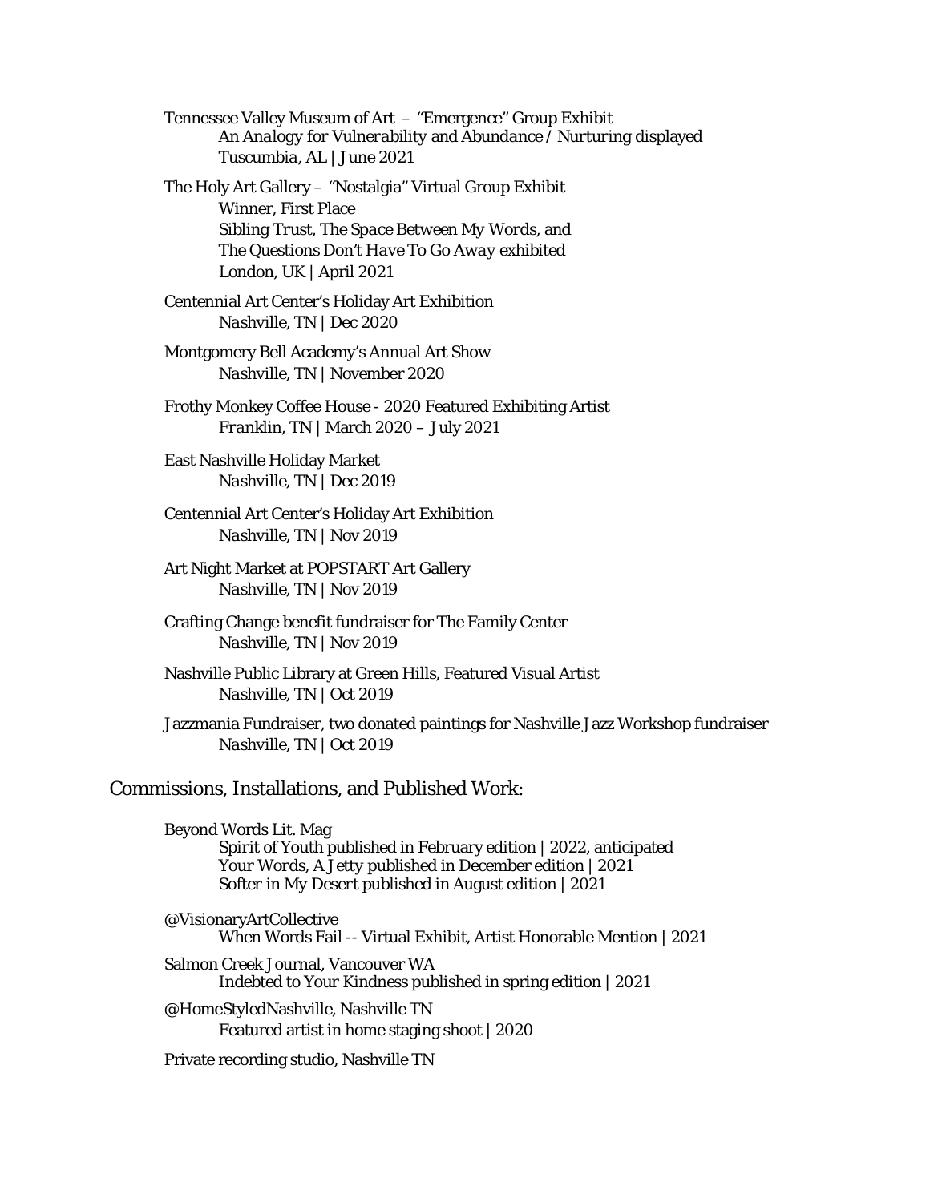Tennessee Valley Museum of Art – "Emergence" Group Exhibit
*An Analogy for Vulnerability and Abundance / Nurturing* displayed
*Tuscumbia, AL | June 2021*

The Holy Art Gallery – "Nostalgia" Virtual Group Exhibit
*Winner, First Place*
*Sibling Trust, The Space Between My Words,* and
*The Questions Don't Have To Go Away* exhibited
*London, UK | April 2021*

Centennial Art Center's Holiday Art Exhibition
*Nashville, TN | Dec 2020*

Montgomery Bell Academy's Annual Art Show
*Nashville, TN | November 2020*

Frothy Monkey Coffee House - 2020 Featured Exhibiting Artist
*Franklin, TN | March 2020 – July 2021*

East Nashville Holiday Market
*Nashville, TN | Dec 2019*

Centennial Art Center's Holiday Art Exhibition
*Nashville, TN | Nov 2019*

Art Night Market at POPSTART Art Gallery
*Nashville, TN | Nov 2019*

Crafting Change benefit fundraiser for The Family Center
*Nashville, TN | Nov 2019*

Nashville Public Library at Green Hills, Featured Visual Artist
*Nashville, TN | Oct 2019*

Jazzmania Fundraiser, two donated paintings for Nashville Jazz Workshop fundraiser
*Nashville, TN | Oct 2019*

## Commissions, Installations, and Published Work:

Beyond Words Lit. Mag
*Spirit of Youth* published in February edition | 2022, anticipated
*Your Words, A Jetty* published in December edition | 2021
*Softer in My Desert* published in August edition | 2021

@VisionaryArtCollective
When Words Fail -- Virtual Exhibit, Artist Honorable Mention | 2021

Salmon Creek Journal, Vancouver WA
*Indebted to Your Kindness* published in spring edition | 2021

@HomeStyledNashville, Nashville TN
Featured artist in home staging shoot | 2020

Private recording studio, Nashville TN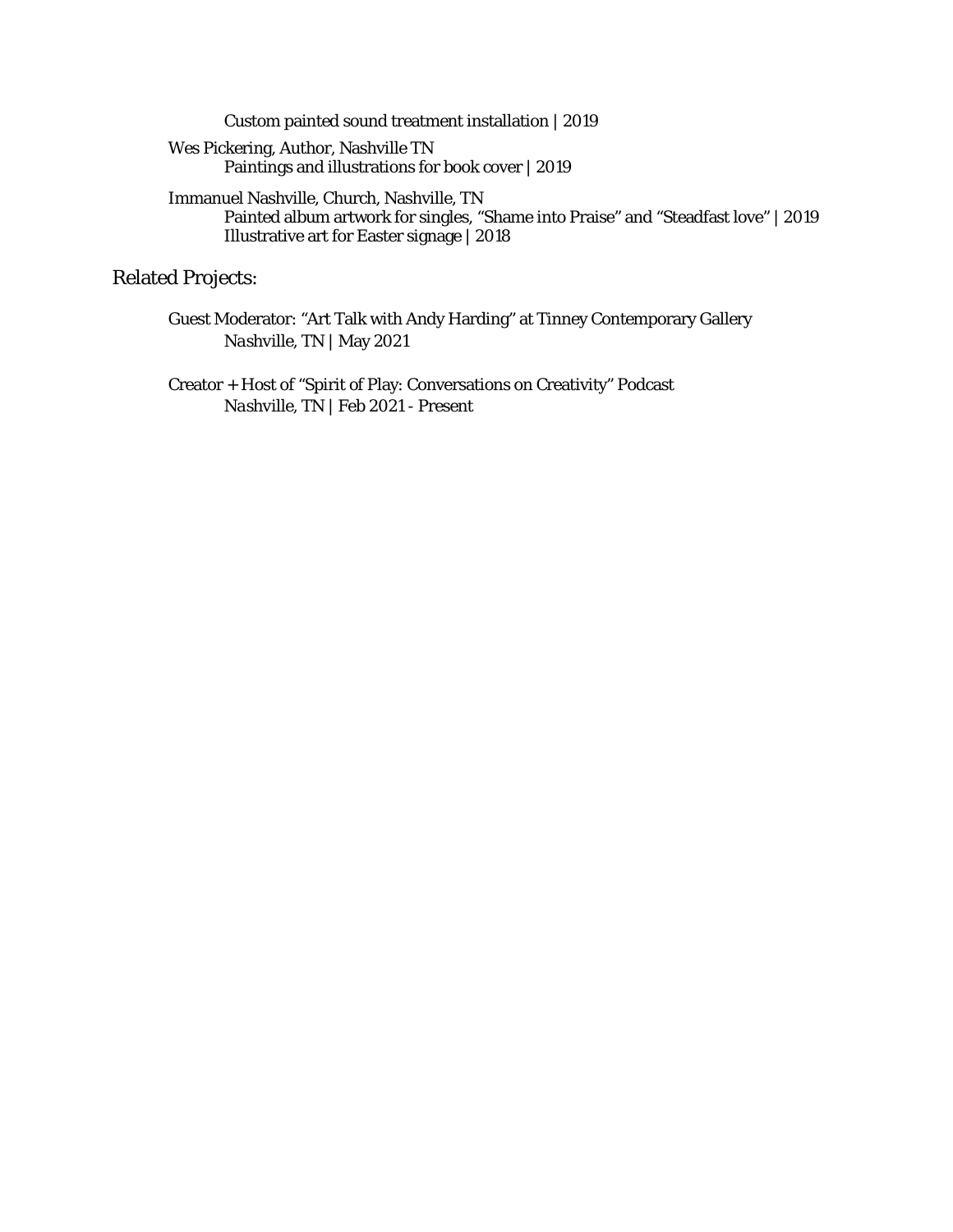Custom painted sound treatment installation | 2019

Wes Pickering, Author, Nashville TN
Paintings and illustrations for book cover | 2019

Immanuel Nashville, Church, Nashville, TN
Painted album artwork for singles, "Shame into Praise" and "Steadfast love" | 2019
Illustrative art for Easter signage | 2018

## Related Projects:

Guest Moderator: "Art Talk with Andy Harding" at Tinney Contemporary Gallery
*Nashville, TN* | May 2021

Creator + Host of "Spirit of Play: Conversations on Creativity" Podcast
*Nashville, TN* | Feb 2021 - Present